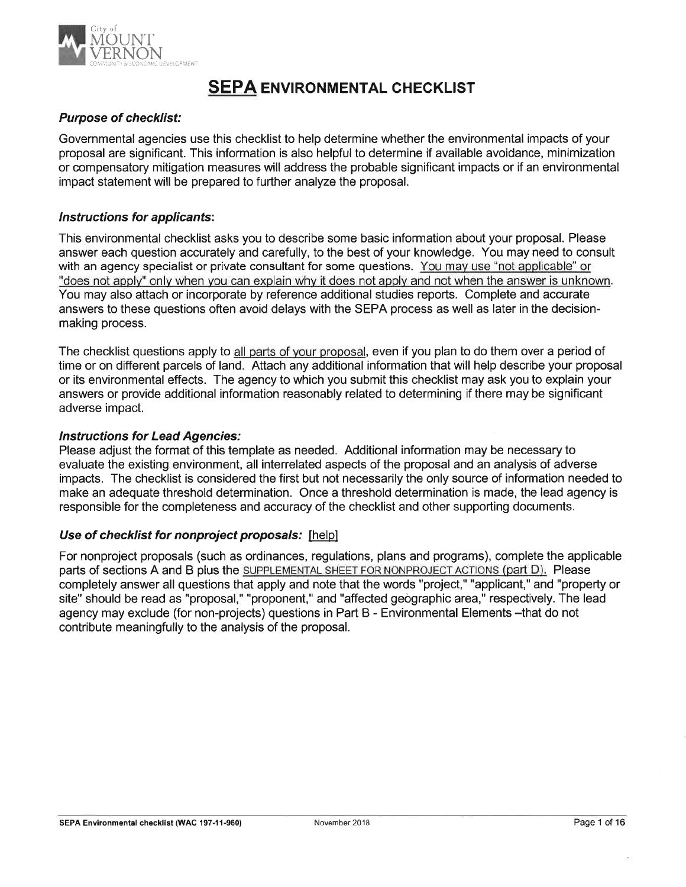City of MOUNT VERNON COMMUNITY & ECONOMIC DEVELOPMENT

# SEPA ENVIRONMENTAL CHECKLIST

### *Purpose of checklist:*

Governmental agencies use this checklist to help determine whether the environmental impacts of your proposal are significant. This information is also helpful to determine if available avoidance, minimization or compensatory mitigation measures will address the probable significant impacts or if an environmental impact statement will be prepared to further analyze the proposal.

### *Instructions for applicants:*

This environmental checklist asks you to describe some basic information about your proposal. Please answer each question accurately and carefully, to the best of your knowledge. You may need to consult with an agency specialist or private consultant for some questions. You may use "not applicable" or "does not apply" only when you can explain why it does not apply and not when the answer is unknown. You may also attach or incorporate by reference additional studies reports. Complete and accurate answers to these questions often avoid delays with the SEPA process as well as later in the decision-making process.

The checklist questions apply to all parts of your proposal, even if you plan to do them over a period of time or on different parcels of land. Attach any additional information that will help describe your proposal or its environmental effects. The agency to which you submit this checklist may ask you to explain your answers or provide additional information reasonably related to determining if there may be significant adverse impact.

### *Instructions for Lead Agencies:*

Please adjust the format of this template as needed. Additional information may be necessary to evaluate the existing environment, all interrelated aspects of the proposal and an analysis of adverse impacts. The checklist is considered the first but not necessarily the only source of information needed to make an adequate threshold determination. Once a threshold determination is made, the lead agency is responsible for the completeness and accuracy of the checklist and other supporting documents.

### *Use of checklist for nonproject proposals:* [help]

For nonproject proposals (such as ordinances, regulations, plans and programs), complete the applicable parts of sections A and B plus the SUPPLEMENTAL SHEET FOR NONPROJECT ACTIONS (part D). Please completely answer all questions that apply and note that the words "project," "applicant," and "property or site" should be read as "proposal," "proponent," and "affected geographic area," respectively. The lead agency may exclude (for non-projects) questions in Part B - Environmental Elements –that do not contribute meaningfully to the analysis of the proposal.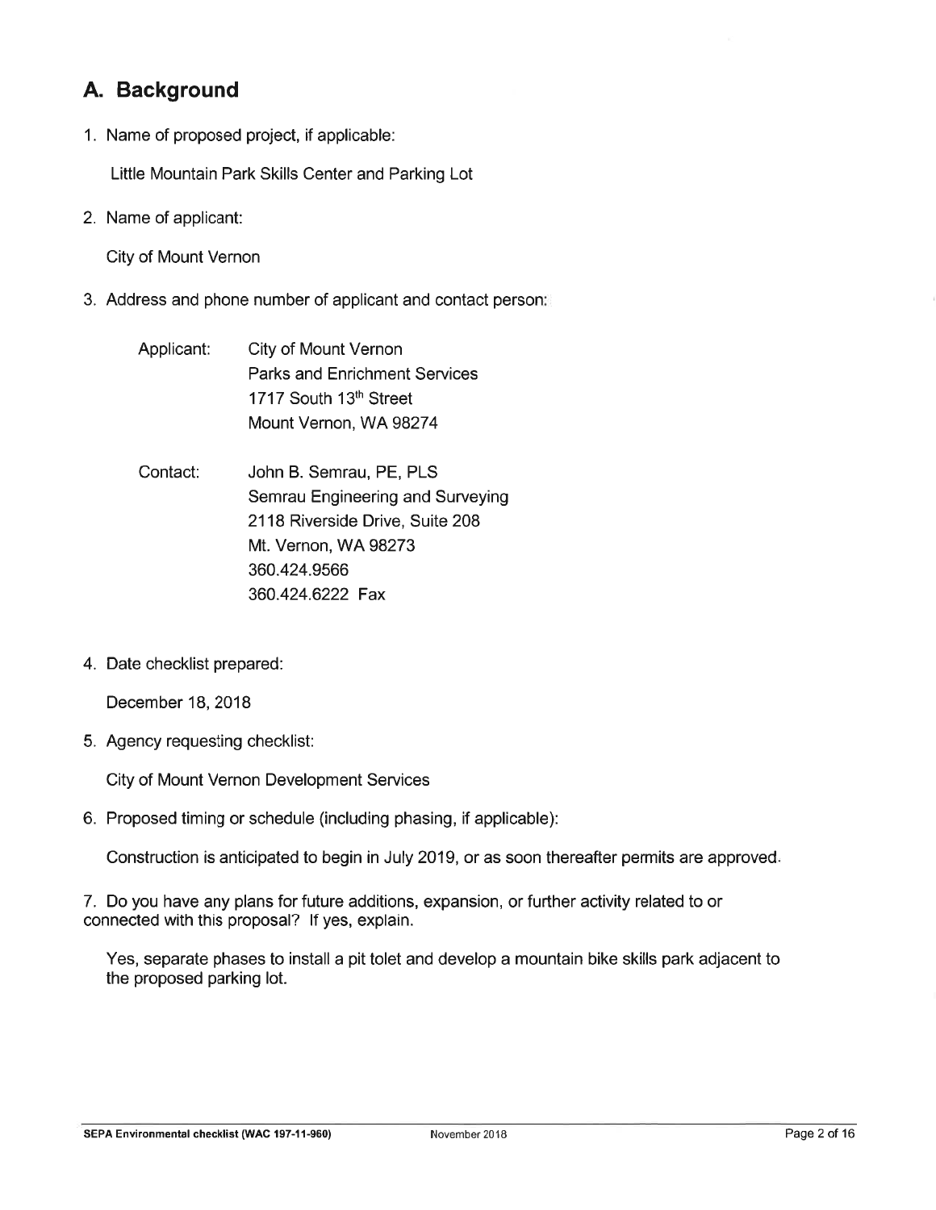## A. Background

1. Name of proposed project, if applicable:

   Little Mountain Park Skills Center and Parking Lot

2. Name of applicant:

   City of Mount Vernon

3. Address and phone number of applicant and contact person:

   Applicant: City of Mount Vernon
   Parks and Enrichment Services
   1717 South 13th Street
   Mount Vernon, WA 98274

   Contact: John B. Semrau, PE, PLS
   Semrau Engineering and Surveying
   2118 Riverside Drive, Suite 208
   Mt. Vernon, WA 98273
   360.424.9566
   360.424.6222 Fax

4. Date checklist prepared:

   December 18, 2018

5. Agency requesting checklist:

   City of Mount Vernon Development Services

6. Proposed timing or schedule (including phasing, if applicable):

   Construction is anticipated to begin in July 2019, or as soon thereafter permits are approved.

7. Do you have any plans for future additions, expansion, or further activity related to or connected with this proposal? If yes, explain.

   Yes, separate phases to install a pit tolet and develop a mountain bike skills park adjacent to the proposed parking lot.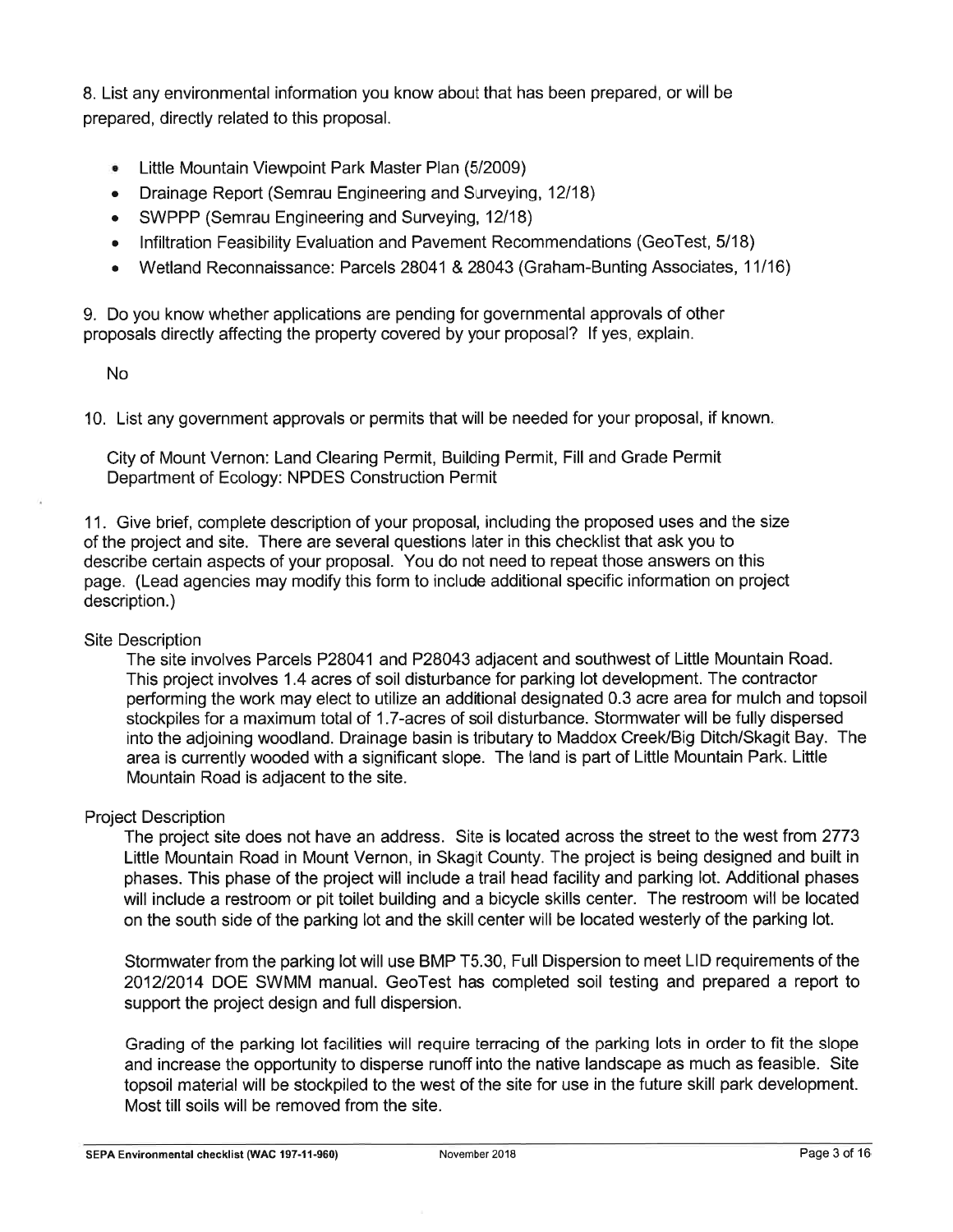8. List any environmental information you know about that has been prepared, or will be prepared, directly related to this proposal.

- Little Mountain Viewpoint Park Master Plan (5/2009)
- Drainage Report (Semrau Engineering and Surveying, 12/18)
- SWPPP (Semrau Engineering and Surveying, 12/18)
- Infiltration Feasibility Evaluation and Pavement Recommendations (GeoTest, 5/18)
- Wetland Reconnaissance: Parcels 28041 & 28043 (Graham-Bunting Associates, 11/16)

9. Do you know whether applications are pending for governmental approvals of other proposals directly affecting the property covered by your proposal? If yes, explain.

No

10. List any government approvals or permits that will be needed for your proposal, if known.

City of Mount Vernon: Land Clearing Permit, Building Permit, Fill and Grade Permit
Department of Ecology: NPDES Construction Permit

11. Give brief, complete description of your proposal, including the proposed uses and the size of the project and site. There are several questions later in this checklist that ask you to describe certain aspects of your proposal. You do not need to repeat those answers on this page. (Lead agencies may modify this form to include additional specific information on project description.)

Site Description

The site involves Parcels P28041 and P28043 adjacent and southwest of Little Mountain Road. This project involves 1.4 acres of soil disturbance for parking lot development. The contractor performing the work may elect to utilize an additional designated 0.3 acre area for mulch and topsoil stockpiles for a maximum total of 1.7-acres of soil disturbance. Stormwater will be fully dispersed into the adjoining woodland. Drainage basin is tributary to Maddox Creek/Big Ditch/Skagit Bay. The area is currently wooded with a significant slope. The land is part of Little Mountain Park. Little Mountain Road is adjacent to the site.

Project Description

The project site does not have an address. Site is located across the street to the west from 2773 Little Mountain Road in Mount Vernon, in Skagit County. The project is being designed and built in phases. This phase of the project will include a trail head facility and parking lot. Additional phases will include a restroom or pit toilet building and a bicycle skills center. The restroom will be located on the south side of the parking lot and the skill center will be located westerly of the parking lot.

Stormwater from the parking lot will use BMP T5.30, Full Dispersion to meet LID requirements of the 2012/2014 DOE SWMM manual. GeoTest has completed soil testing and prepared a report to support the project design and full dispersion.

Grading of the parking lot facilities will require terracing of the parking lots in order to fit the slope and increase the opportunity to disperse runoff into the native landscape as much as feasible. Site topsoil material will be stockpiled to the west of the site for use in the future skill park development. Most till soils will be removed from the site.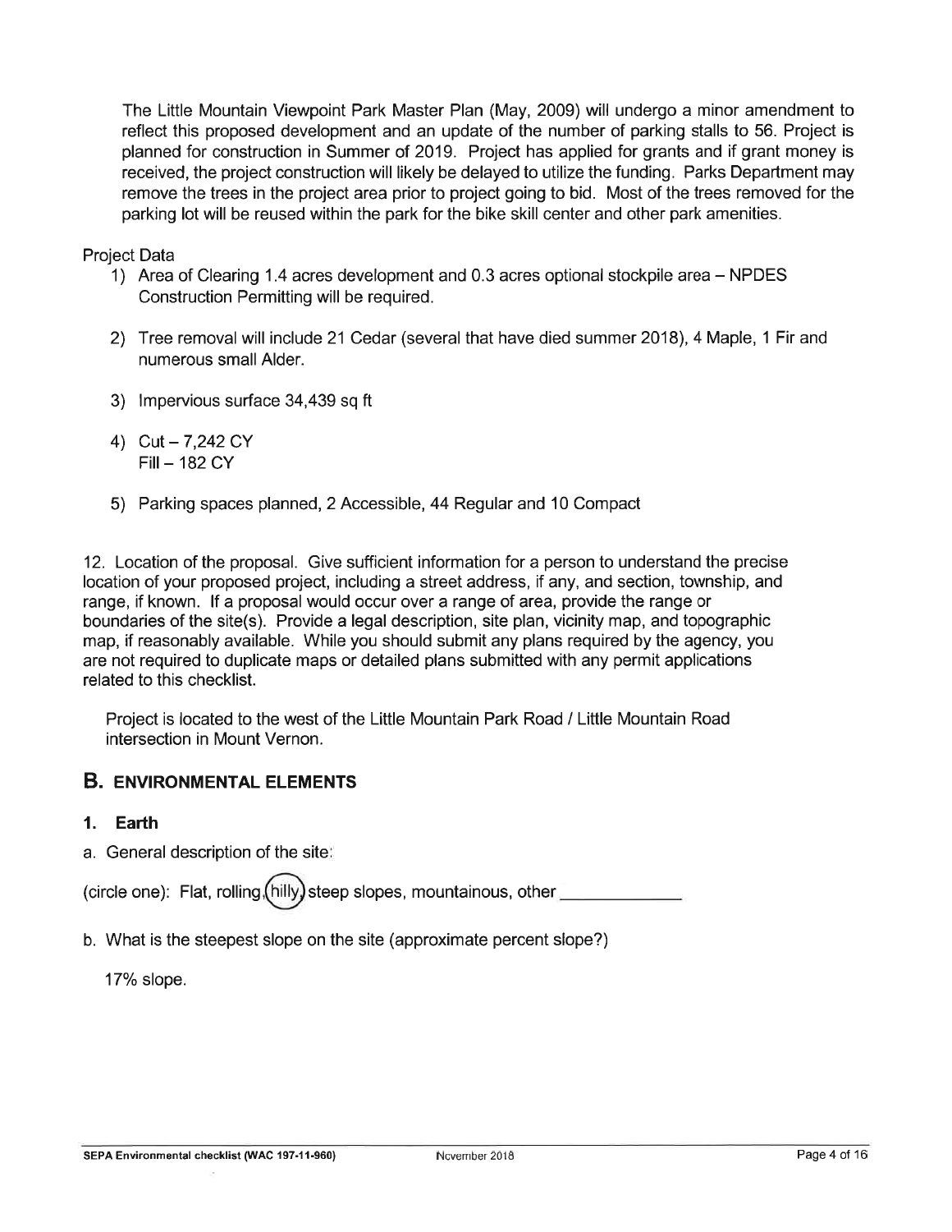The Little Mountain Viewpoint Park Master Plan (May, 2009) will undergo a minor amendment to reflect this proposed development and an update of the number of parking stalls to 56. Project is planned for construction in Summer of 2019. Project has applied for grants and if grant money is received, the project construction will likely be delayed to utilize the funding. Parks Department may remove the trees in the project area prior to project going to bid. Most of the trees removed for the parking lot will be reused within the park for the bike skill center and other park amenities.

Project Data

1) Area of Clearing 1.4 acres development and 0.3 acres optional stockpile area – NPDES Construction Permitting will be required.
2) Tree removal will include 21 Cedar (several that have died summer 2018), 4 Maple, 1 Fir and numerous small Alder.
3) Impervious surface 34,439 sq ft
4) Cut – 7,242 CY
   Fill – 182 CY
5) Parking spaces planned, 2 Accessible, 44 Regular and 10 Compact

12. Location of the proposal. Give sufficient information for a person to understand the precise location of your proposed project, including a street address, if any, and section, township, and range, if known. If a proposal would occur over a range of area, provide the range or boundaries of the site(s). Provide a legal description, site plan, vicinity map, and topographic map, if reasonably available. While you should submit any plans required by the agency, you are not required to duplicate maps or detailed plans submitted with any permit applications related to this checklist.

Project is located to the west of the Little Mountain Park Road / Little Mountain Road intersection in Mount Vernon.

## B. ENVIRONMENTAL ELEMENTS

### 1. Earth

a. General description of the site:

(circle one): Flat, rolling, **(hilly)**, steep slopes, mountainous, other ____________

b. What is the steepest slope on the site (approximate percent slope?)

17% slope.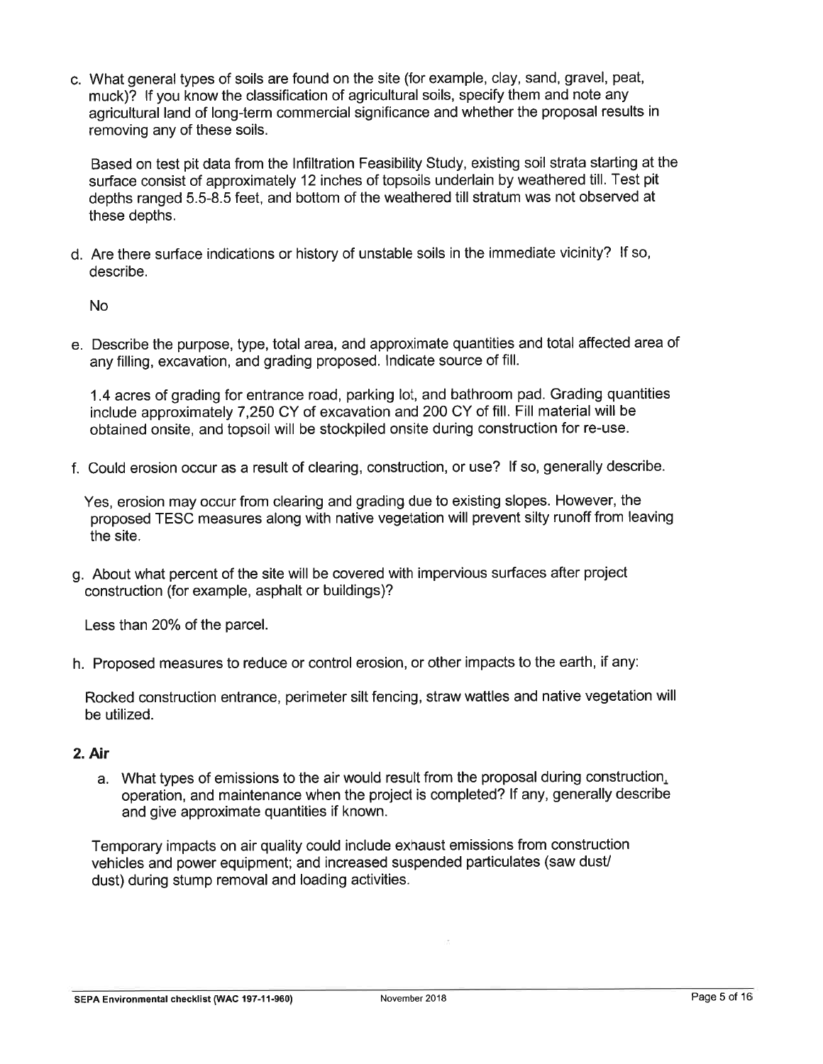c. What general types of soils are found on the site (for example, clay, sand, gravel, peat, muck)? If you know the classification of agricultural soils, specify them and note any agricultural land of long-term commercial significance and whether the proposal results in removing any of these soils.

   Based on test pit data from the Infiltration Feasibility Study, existing soil strata starting at the surface consist of approximately 12 inches of topsoils underlain by weathered till. Test pit depths ranged 5.5-8.5 feet, and bottom of the weathered till stratum was not observed at these depths.

d. Are there surface indications or history of unstable soils in the immediate vicinity? If so, describe.

   No

e. Describe the purpose, type, total area, and approximate quantities and total affected area of any filling, excavation, and grading proposed. Indicate source of fill.

   1.4 acres of grading for entrance road, parking lot, and bathroom pad. Grading quantities include approximately 7,250 CY of excavation and 200 CY of fill. Fill material will be obtained onsite, and topsoil will be stockpiled onsite during construction for re-use.

f. Could erosion occur as a result of clearing, construction, or use? If so, generally describe.

   Yes, erosion may occur from clearing and grading due to existing slopes. However, the proposed TESC measures along with native vegetation will prevent silty runoff from leaving the site.

g. About what percent of the site will be covered with impervious surfaces after project construction (for example, asphalt or buildings)?

   Less than 20% of the parcel.

h. Proposed measures to reduce or control erosion, or other impacts to the earth, if any:

   Rocked construction entrance, perimeter silt fencing, straw wattles and native vegetation will be utilized.

## 2. Air

a. What types of emissions to the air would result from the proposal during construction, operation, and maintenance when the project is completed? If any, generally describe and give approximate quantities if known.

   Temporary impacts on air quality could include exhaust emissions from construction vehicles and power equipment; and increased suspended particulates (saw dust/ dust) during stump removal and loading activities.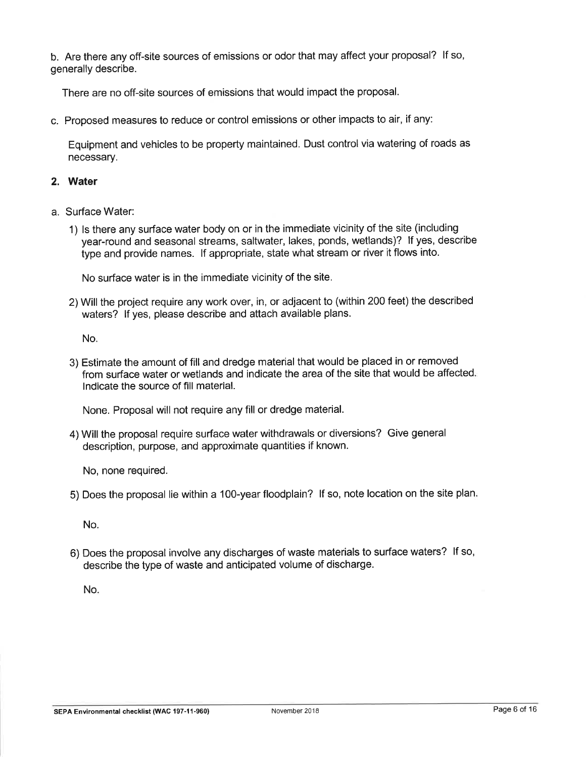b. Are there any off-site sources of emissions or odor that may affect your proposal? If so, generally describe.

There are no off-site sources of emissions that would impact the proposal.

c. Proposed measures to reduce or control emissions or other impacts to air, if any:

Equipment and vehicles to be property maintained. Dust control via watering of roads as necessary.

## 2. Water

a. Surface Water:

1) Is there any surface water body on or in the immediate vicinity of the site (including year-round and seasonal streams, saltwater, lakes, ponds, wetlands)? If yes, describe type and provide names. If appropriate, state what stream or river it flows into.

   No surface water is in the immediate vicinity of the site.

2) Will the project require any work over, in, or adjacent to (within 200 feet) the described waters? If yes, please describe and attach available plans.

   No.

3) Estimate the amount of fill and dredge material that would be placed in or removed from surface water or wetlands and indicate the area of the site that would be affected. Indicate the source of fill material.

   None. Proposal will not require any fill or dredge material.

4) Will the proposal require surface water withdrawals or diversions? Give general description, purpose, and approximate quantities if known.

   No, none required.

5) Does the proposal lie within a 100-year floodplain? If so, note location on the site plan.

   No.

6) Does the proposal involve any discharges of waste materials to surface waters? If so, describe the type of waste and anticipated volume of discharge.

   No.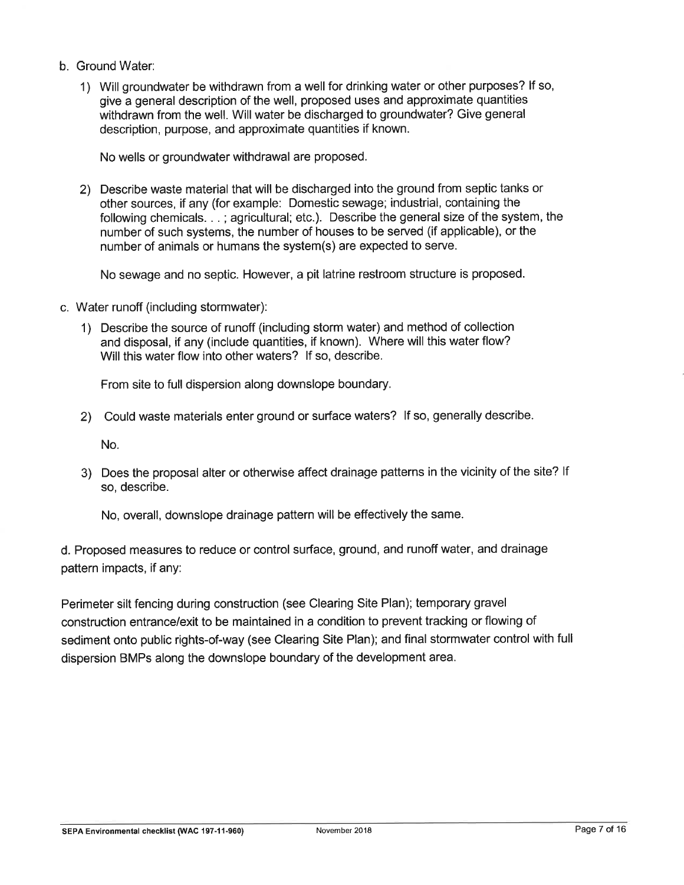b. Ground Water:

1) Will groundwater be withdrawn from a well for drinking water or other purposes? If so, give a general description of the well, proposed uses and approximate quantities withdrawn from the well. Will water be discharged to groundwater? Give general description, purpose, and approximate quantities if known.

   No wells or groundwater withdrawal are proposed.

2) Describe waste material that will be discharged into the ground from septic tanks or other sources, if any (for example: Domestic sewage; industrial, containing the following chemicals. . . ; agricultural; etc.). Describe the general size of the system, the number of such systems, the number of houses to be served (if applicable), or the number of animals or humans the system(s) are expected to serve.

   No sewage and no septic. However, a pit latrine restroom structure is proposed.

c. Water runoff (including stormwater):

1) Describe the source of runoff (including storm water) and method of collection and disposal, if any (include quantities, if known). Where will this water flow? Will this water flow into other waters? If so, describe.

   From site to full dispersion along downslope boundary.

2) Could waste materials enter ground or surface waters? If so, generally describe.

   No.

3) Does the proposal alter or otherwise affect drainage patterns in the vicinity of the site? If so, describe.

   No, overall, downslope drainage pattern will be effectively the same.

d. Proposed measures to reduce or control surface, ground, and runoff water, and drainage pattern impacts, if any:

Perimeter silt fencing during construction (see Clearing Site Plan); temporary gravel construction entrance/exit to be maintained in a condition to prevent tracking or flowing of sediment onto public rights-of-way (see Clearing Site Plan); and final stormwater control with full dispersion BMPs along the downslope boundary of the development area.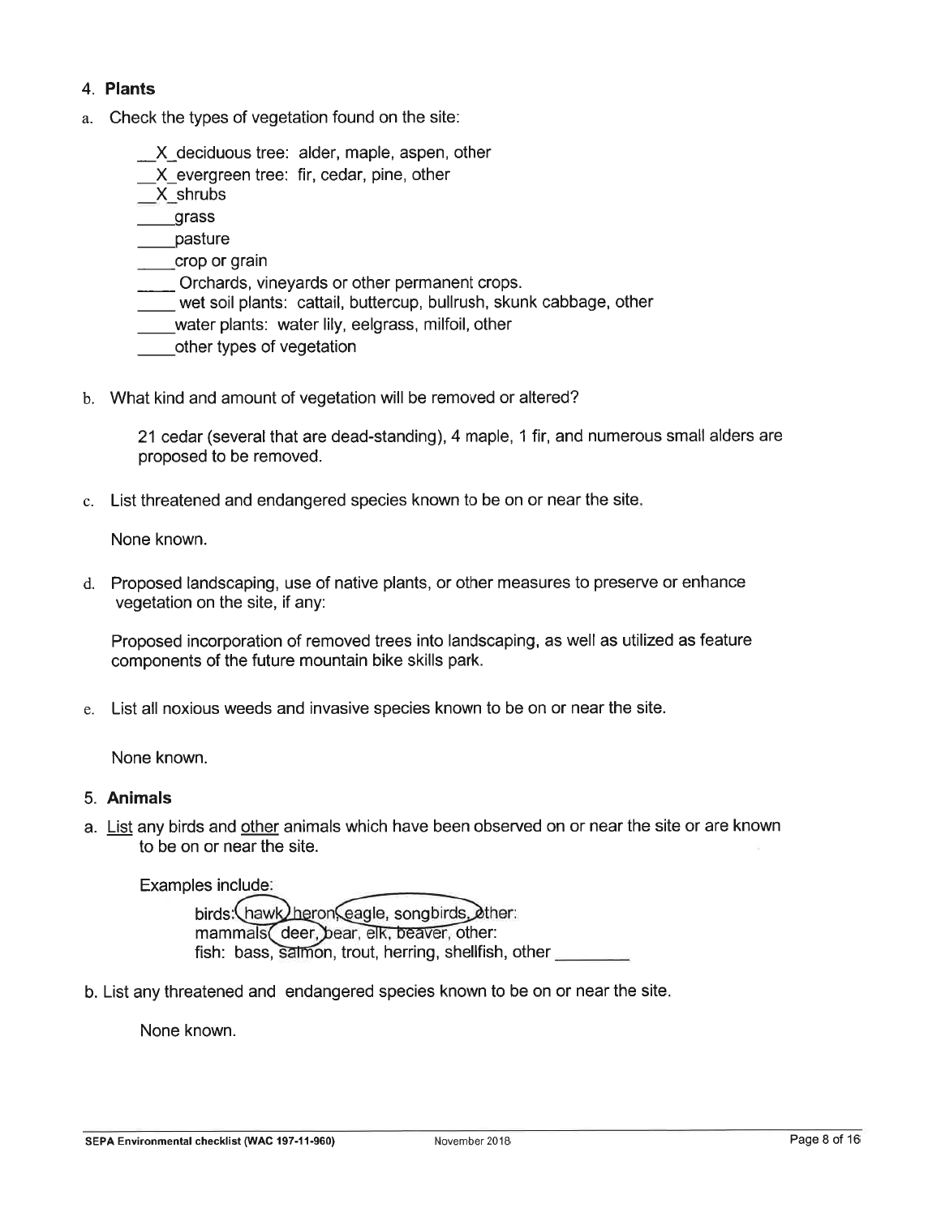## 4. Plants

a. Check the types of vegetation found on the site:

- __X_deciduous tree: alder, maple, aspen, other
- __X_evergreen tree: fir, cedar, pine, other
- __X_shrubs
- ____grass
- ____pasture
- ____crop or grain
- ____ Orchards, vineyards or other permanent crops.
- ____ wet soil plants: cattail, buttercup, bullrush, skunk cabbage, other
- ____water plants: water lily, eelgrass, milfoil, other
- ____other types of vegetation

b. What kind and amount of vegetation will be removed or altered?

21 cedar (several that are dead-standing), 4 maple, 1 fir, and numerous small alders are proposed to be removed.

c. List threatened and endangered species known to be on or near the site.

None known.

d. Proposed landscaping, use of native plants, or other measures to preserve or enhance vegetation on the site, if any:

Proposed incorporation of removed trees into landscaping, as well as utilized as feature components of the future mountain bike skills park.

e. List all noxious weeds and invasive species known to be on or near the site.

None known.

## 5. Animals

a. List any birds and other animals which have been observed on or near the site or are known to be on or near the site.

Examples include:

birds: hawk, heron, eagle, songbirds, other:
mammals: deer, bear, elk, beaver, other:
fish: bass, salmon, trout, herring, shellfish, other ________

b. List any threatened and endangered species known to be on or near the site.

None known.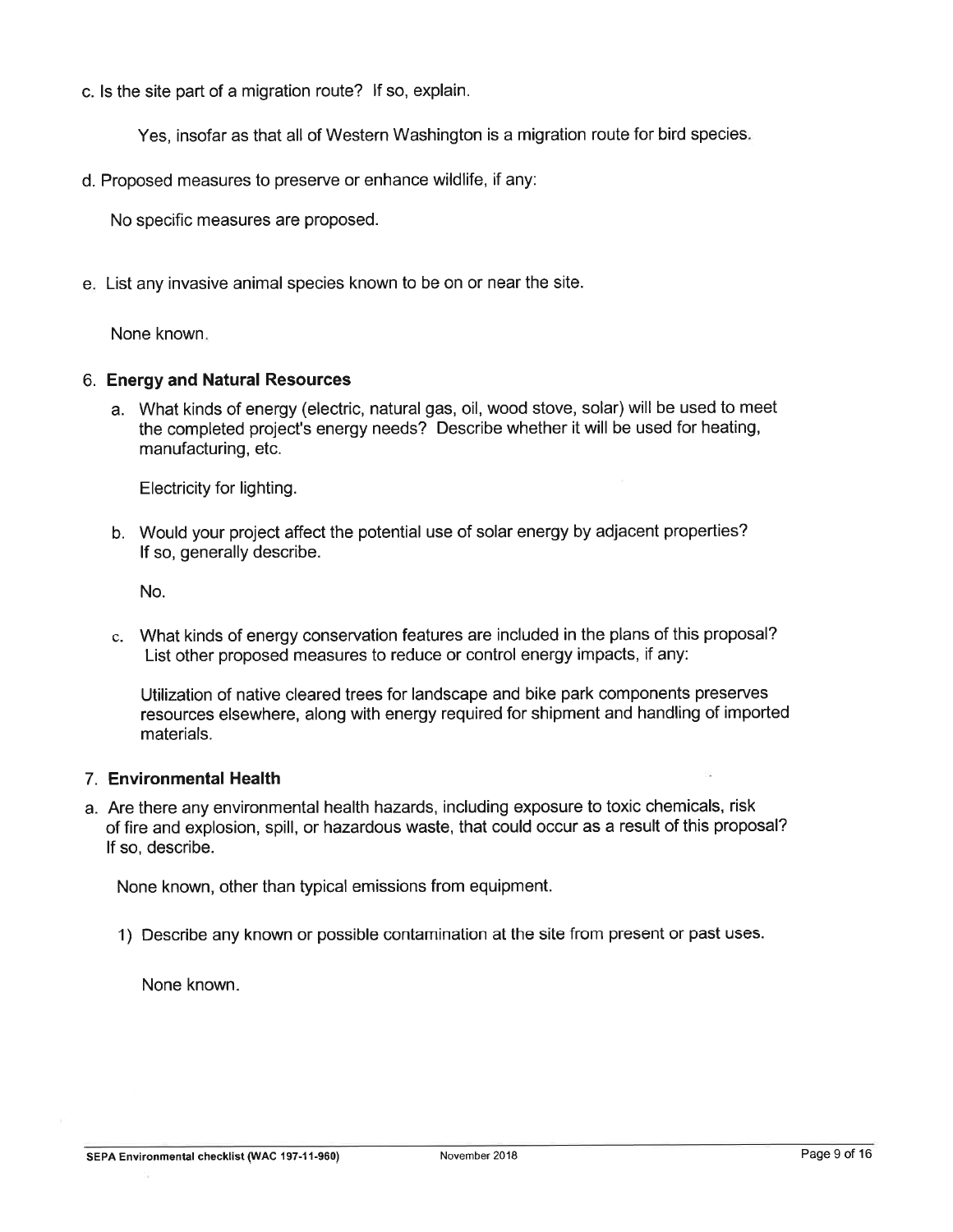c. Is the site part of a migration route? If so, explain.

Yes, insofar as that all of Western Washington is a migration route for bird species.

d. Proposed measures to preserve or enhance wildlife, if any:

No specific measures are proposed.

e. List any invasive animal species known to be on or near the site.

None known.

### 6. Energy and Natural Resources

a. What kinds of energy (electric, natural gas, oil, wood stove, solar) will be used to meet the completed project's energy needs? Describe whether it will be used for heating, manufacturing, etc.

Electricity for lighting.

b. Would your project affect the potential use of solar energy by adjacent properties? If so, generally describe.

No.

c. What kinds of energy conservation features are included in the plans of this proposal? List other proposed measures to reduce or control energy impacts, if any:

Utilization of native cleared trees for landscape and bike park components preserves resources elsewhere, along with energy required for shipment and handling of imported materials.

### 7. Environmental Health

a. Are there any environmental health hazards, including exposure to toxic chemicals, risk of fire and explosion, spill, or hazardous waste, that could occur as a result of this proposal? If so, describe.

None known, other than typical emissions from equipment.

1) Describe any known or possible contamination at the site from present or past uses.

None known.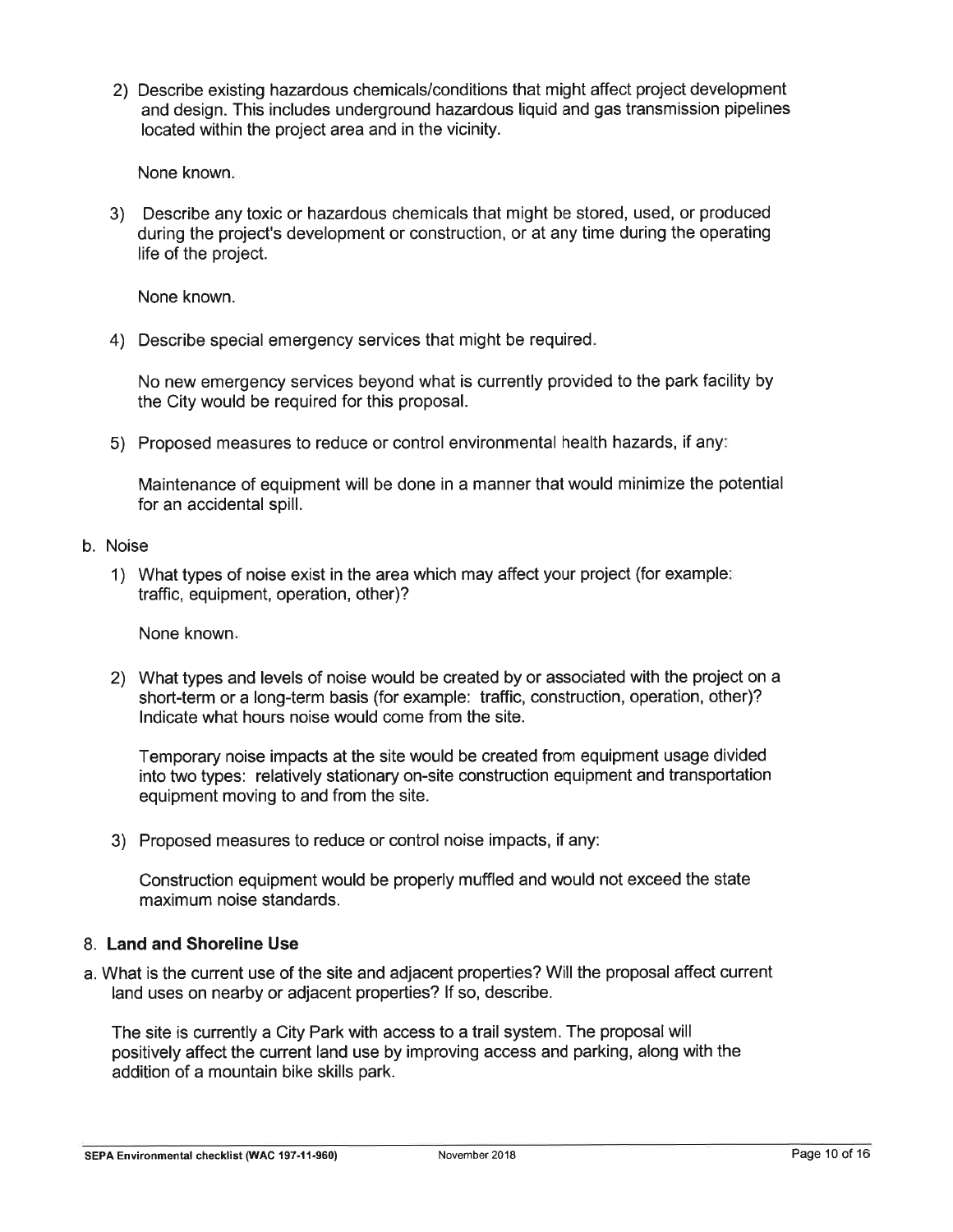2) Describe existing hazardous chemicals/conditions that might affect project development and design. This includes underground hazardous liquid and gas transmission pipelines located within the project area and in the vicinity.

   None known.

3) Describe any toxic or hazardous chemicals that might be stored, used, or produced during the project's development or construction, or at any time during the operating life of the project.

   None known.

4) Describe special emergency services that might be required.

   No new emergency services beyond what is currently provided to the park facility by the City would be required for this proposal.

5) Proposed measures to reduce or control environmental health hazards, if any:

   Maintenance of equipment will be done in a manner that would minimize the potential for an accidental spill.

b. Noise

1) What types of noise exist in the area which may affect your project (for example: traffic, equipment, operation, other)?

   None known.

2) What types and levels of noise would be created by or associated with the project on a short-term or a long-term basis (for example: traffic, construction, operation, other)? Indicate what hours noise would come from the site.

   Temporary noise impacts at the site would be created from equipment usage divided into two types: relatively stationary on-site construction equipment and transportation equipment moving to and from the site.

3) Proposed measures to reduce or control noise impacts, if any:

   Construction equipment would be properly muffled and would not exceed the state maximum noise standards.

## 8. Land and Shoreline Use

a. What is the current use of the site and adjacent properties? Will the proposal affect current land uses on nearby or adjacent properties? If so, describe.

   The site is currently a City Park with access to a trail system. The proposal will positively affect the current land use by improving access and parking, along with the addition of a mountain bike skills park.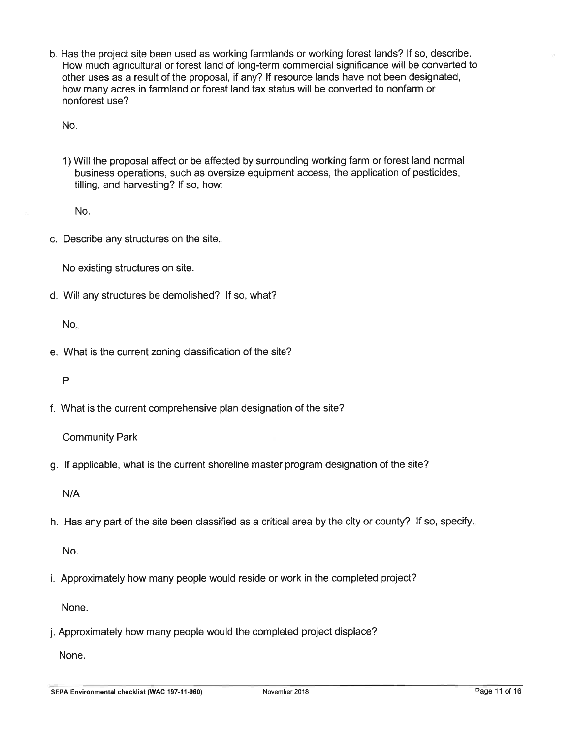b. Has the project site been used as working farmlands or working forest lands? If so, describe. How much agricultural or forest land of long-term commercial significance will be converted to other uses as a result of the proposal, if any? If resource lands have not been designated, how many acres in farmland or forest land tax status will be converted to nonfarm or nonforest use?

   No.

   1) Will the proposal affect or be affected by surrounding working farm or forest land normal business operations, such as oversize equipment access, the application of pesticides, tilling, and harvesting? If so, how:

      No.

c. Describe any structures on the site.

   No existing structures on site.

d. Will any structures be demolished? If so, what?

   No.

e. What is the current zoning classification of the site?

   P

f. What is the current comprehensive plan designation of the site?

   Community Park

g. If applicable, what is the current shoreline master program designation of the site?

   N/A

h. Has any part of the site been classified as a critical area by the city or county? If so, specify.

   No.

i. Approximately how many people would reside or work in the completed project?

   None.

j. Approximately how many people would the completed project displace?

   None.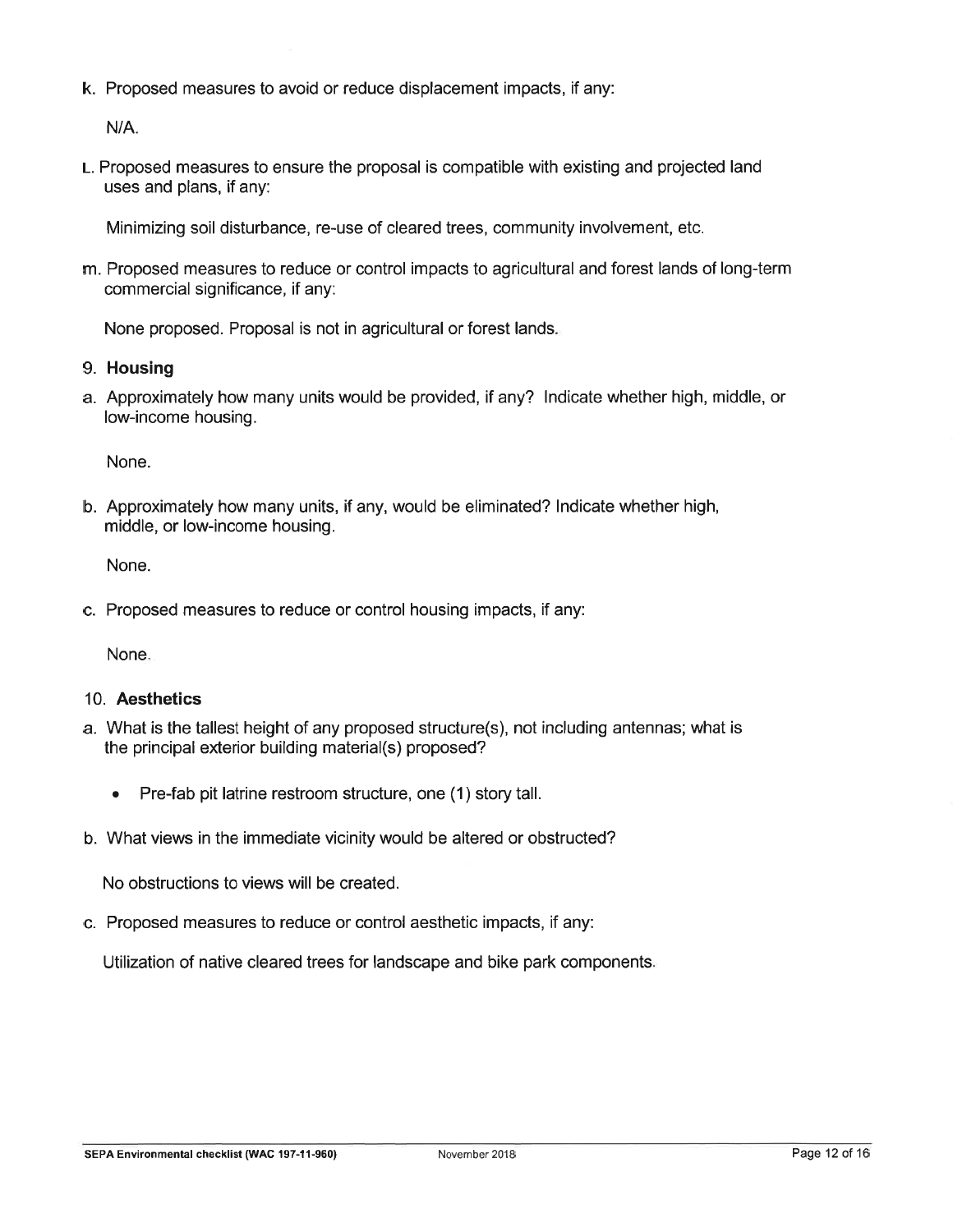k. Proposed measures to avoid or reduce displacement impacts, if any:

N/A.

L. Proposed measures to ensure the proposal is compatible with existing and projected land uses and plans, if any:

Minimizing soil disturbance, re-use of cleared trees, community involvement, etc.

m. Proposed measures to reduce or control impacts to agricultural and forest lands of long-term commercial significance, if any:

None proposed. Proposal is not in agricultural or forest lands.

## 9. **Housing**

a. Approximately how many units would be provided, if any? Indicate whether high, middle, or low-income housing.

None.

b. Approximately how many units, if any, would be eliminated? Indicate whether high, middle, or low-income housing.

None.

c. Proposed measures to reduce or control housing impacts, if any:

None.

## 10. **Aesthetics**

a. What is the tallest height of any proposed structure(s), not including antennas; what is the principal exterior building material(s) proposed?

- Pre-fab pit latrine restroom structure, one (1) story tall.

b. What views in the immediate vicinity would be altered or obstructed?

No obstructions to views will be created.

c. Proposed measures to reduce or control aesthetic impacts, if any:

Utilization of native cleared trees for landscape and bike park components.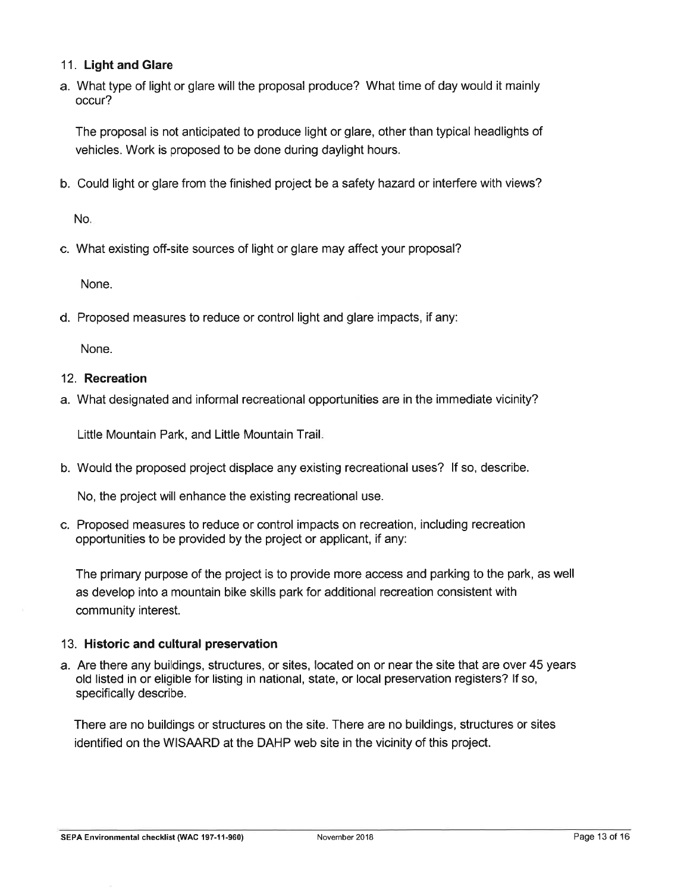## 11. **Light and Glare**

a. What type of light or glare will the proposal produce? What time of day would it mainly occur?

The proposal is not anticipated to produce light or glare, other than typical headlights of vehicles. Work is proposed to be done during daylight hours.

b. Could light or glare from the finished project be a safety hazard or interfere with views?

No.

c. What existing off-site sources of light or glare may affect your proposal?

None.

d. Proposed measures to reduce or control light and glare impacts, if any:

None.

## 12. **Recreation**

a. What designated and informal recreational opportunities are in the immediate vicinity?

Little Mountain Park, and Little Mountain Trail.

b. Would the proposed project displace any existing recreational uses? If so, describe.

No, the project will enhance the existing recreational use.

c. Proposed measures to reduce or control impacts on recreation, including recreation opportunities to be provided by the project or applicant, if any:

The primary purpose of the project is to provide more access and parking to the park, as well as develop into a mountain bike skills park for additional recreation consistent with community interest.

## 13. **Historic and cultural preservation**

a. Are there any buildings, structures, or sites, located on or near the site that are over 45 years old listed in or eligible for listing in national, state, or local preservation registers? If so, specifically describe.

There are no buildings or structures on the site. There are no buildings, structures or sites identified on the WISAARD at the DAHP web site in the vicinity of this project.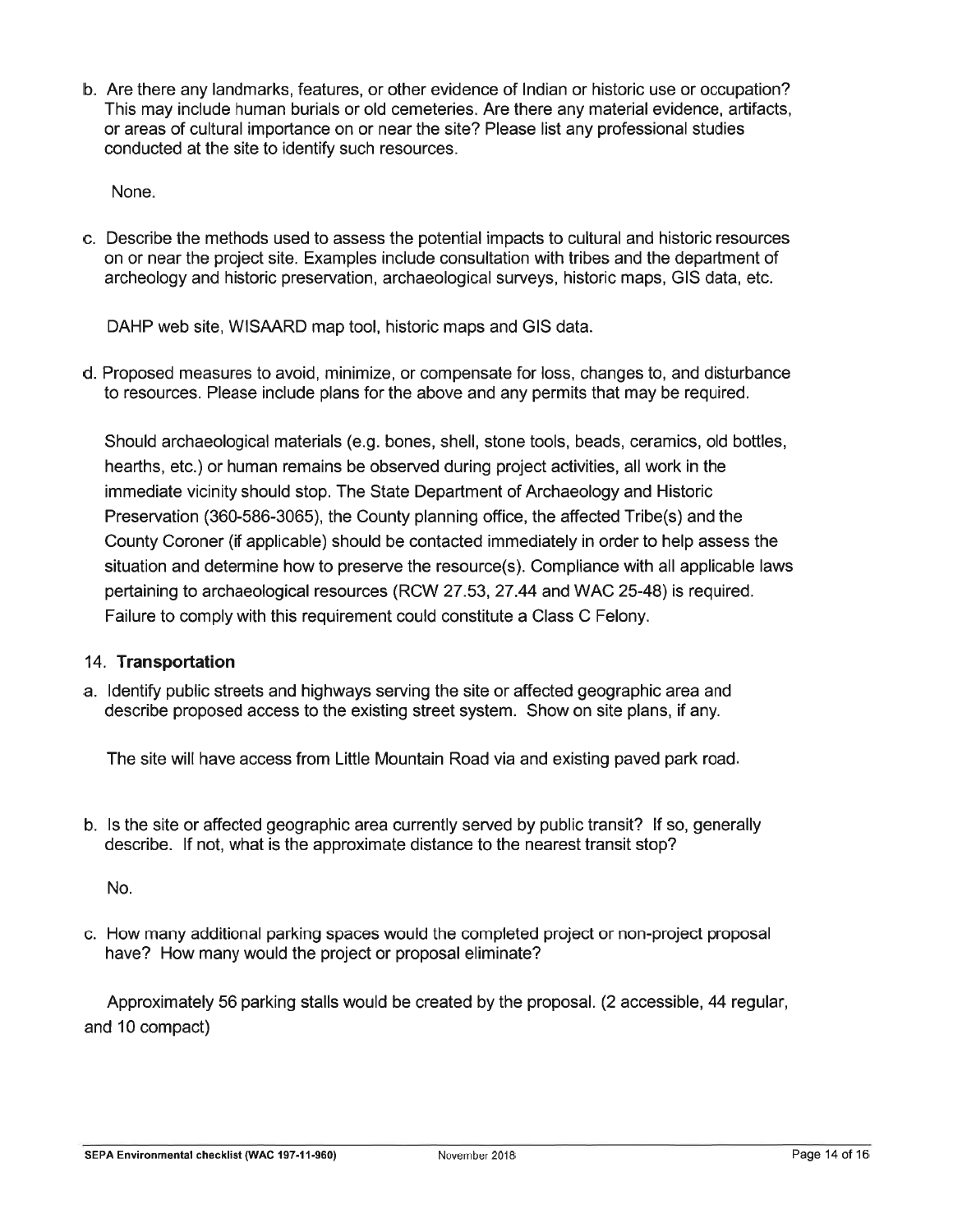b. Are there any landmarks, features, or other evidence of Indian or historic use or occupation? This may include human burials or old cemeteries. Are there any material evidence, artifacts, or areas of cultural importance on or near the site? Please list any professional studies conducted at the site to identify such resources.

None.

c. Describe the methods used to assess the potential impacts to cultural and historic resources on or near the project site. Examples include consultation with tribes and the department of archeology and historic preservation, archaeological surveys, historic maps, GIS data, etc.

DAHP web site, WISAARD map tool, historic maps and GIS data.

d. Proposed measures to avoid, minimize, or compensate for loss, changes to, and disturbance to resources. Please include plans for the above and any permits that may be required.

Should archaeological materials (e.g. bones, shell, stone tools, beads, ceramics, old bottles, hearths, etc.) or human remains be observed during project activities, all work in the immediate vicinity should stop. The State Department of Archaeology and Historic Preservation (360-586-3065), the County planning office, the affected Tribe(s) and the County Coroner (if applicable) should be contacted immediately in order to help assess the situation and determine how to preserve the resource(s). Compliance with all applicable laws pertaining to archaeological resources (RCW 27.53, 27.44 and WAC 25-48) is required. Failure to comply with this requirement could constitute a Class C Felony.

## 14. **Transportation**

a. Identify public streets and highways serving the site or affected geographic area and describe proposed access to the existing street system. Show on site plans, if any.

The site will have access from Little Mountain Road via and existing paved park road.

b. Is the site or affected geographic area currently served by public transit? If so, generally describe. If not, what is the approximate distance to the nearest transit stop?

No.

c. How many additional parking spaces would the completed project or non-project proposal have? How many would the project or proposal eliminate?

Approximately 56 parking stalls would be created by the proposal. (2 accessible, 44 regular, and 10 compact)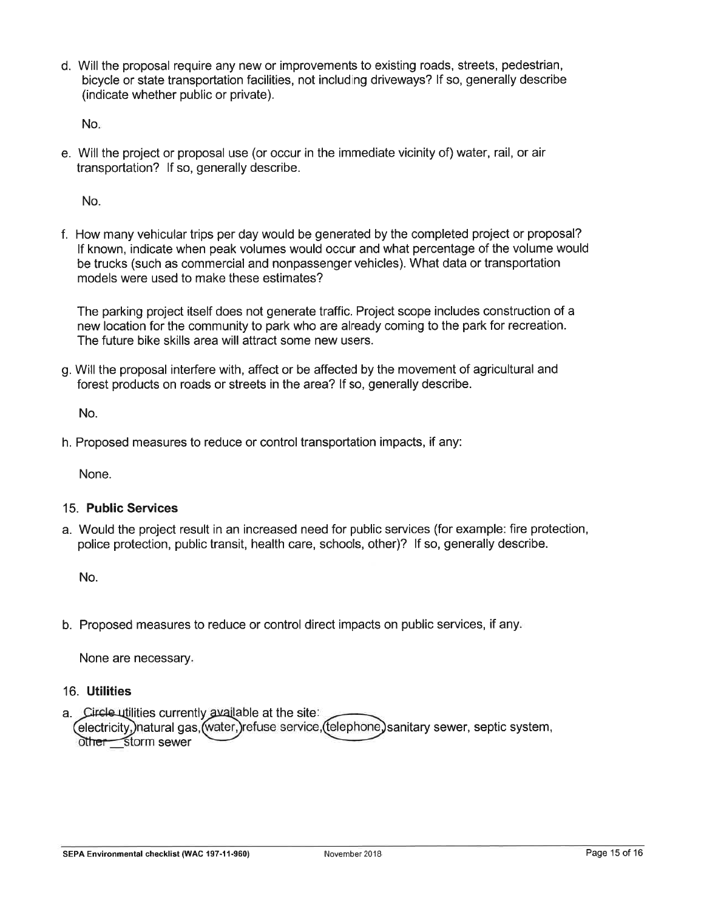d. Will the proposal require any new or improvements to existing roads, streets, pedestrian, bicycle or state transportation facilities, not including driveways? If so, generally describe (indicate whether public or private).

No.

e. Will the project or proposal use (or occur in the immediate vicinity of) water, rail, or air transportation? If so, generally describe.

No.

f. How many vehicular trips per day would be generated by the completed project or proposal? If known, indicate when peak volumes would occur and what percentage of the volume would be trucks (such as commercial and nonpassenger vehicles). What data or transportation models were used to make these estimates?

The parking project itself does not generate traffic. Project scope includes construction of a new location for the community to park who are already coming to the park for recreation. The future bike skills area will attract some new users.

g. Will the proposal interfere with, affect or be affected by the movement of agricultural and forest products on roads or streets in the area? If so, generally describe.

No.

h. Proposed measures to reduce or control transportation impacts, if any:

None.

15. **Public Services**

a. Would the project result in an increased need for public services (for example: fire protection, police protection, public transit, health care, schools, other)? If so, generally describe.

No.

b. Proposed measures to reduce or control direct impacts on public services, if any.

None are necessary.

16. **Utilities**

a. ~~Circle~~ utilities currently available at the site: (electricity), natural gas, (water), refuse service, (telephone), sanitary sewer, septic system, ~~other~~ storm sewer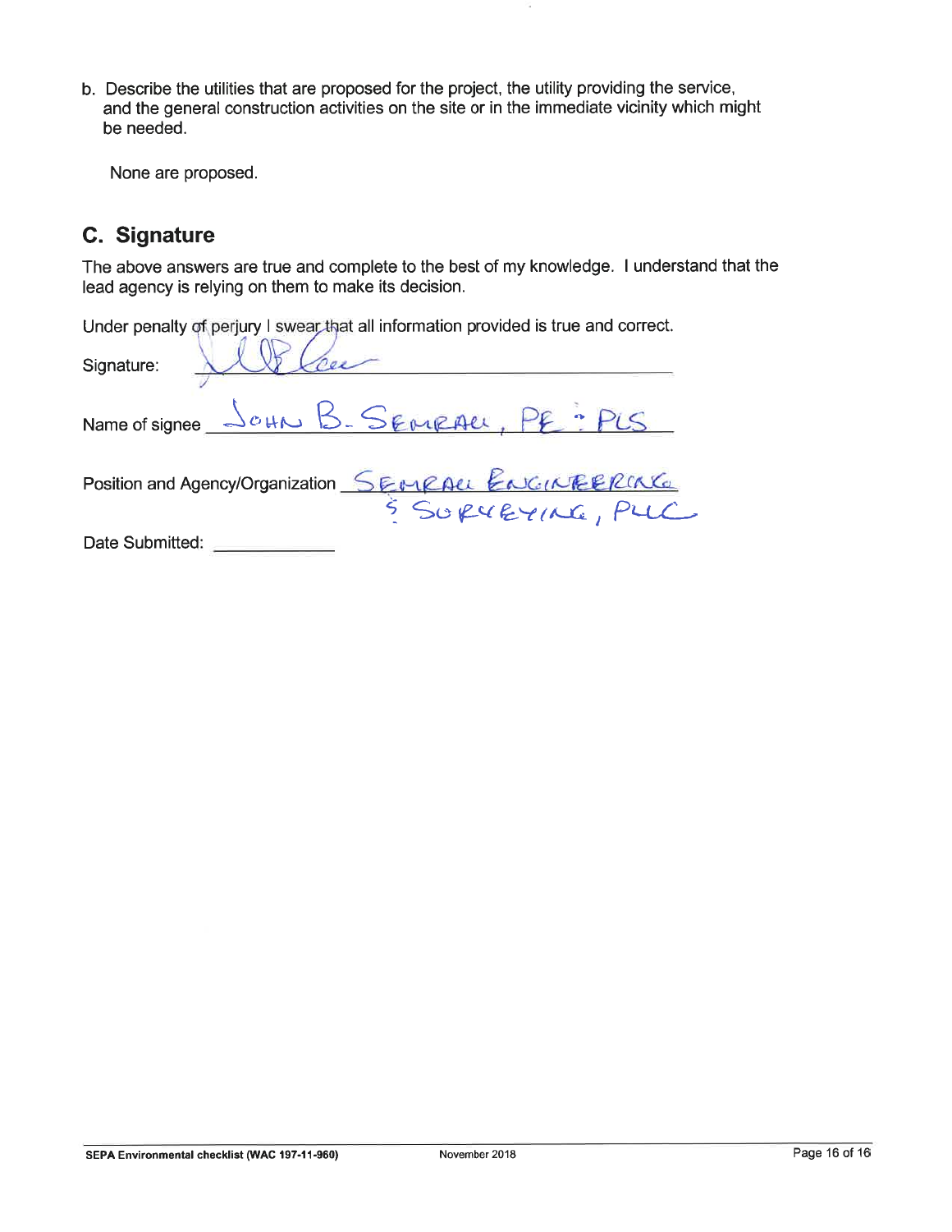b. Describe the utilities that are proposed for the project, the utility providing the service, and the general construction activities on the site or in the immediate vicinity which might be needed.

None are proposed.

## C. Signature

The above answers are true and complete to the best of my knowledge. I understand that the lead agency is relying on them to make its decision.

Under penalty of perjury I swear that all information provided is true and correct.

Signature: ______________________

Name of signee JOHN B. SEMRAU, PE & PLS

Position and Agency/Organization SEMRAU ENGINEERING & SURVEYING, PLLC

Date Submitted: ____________